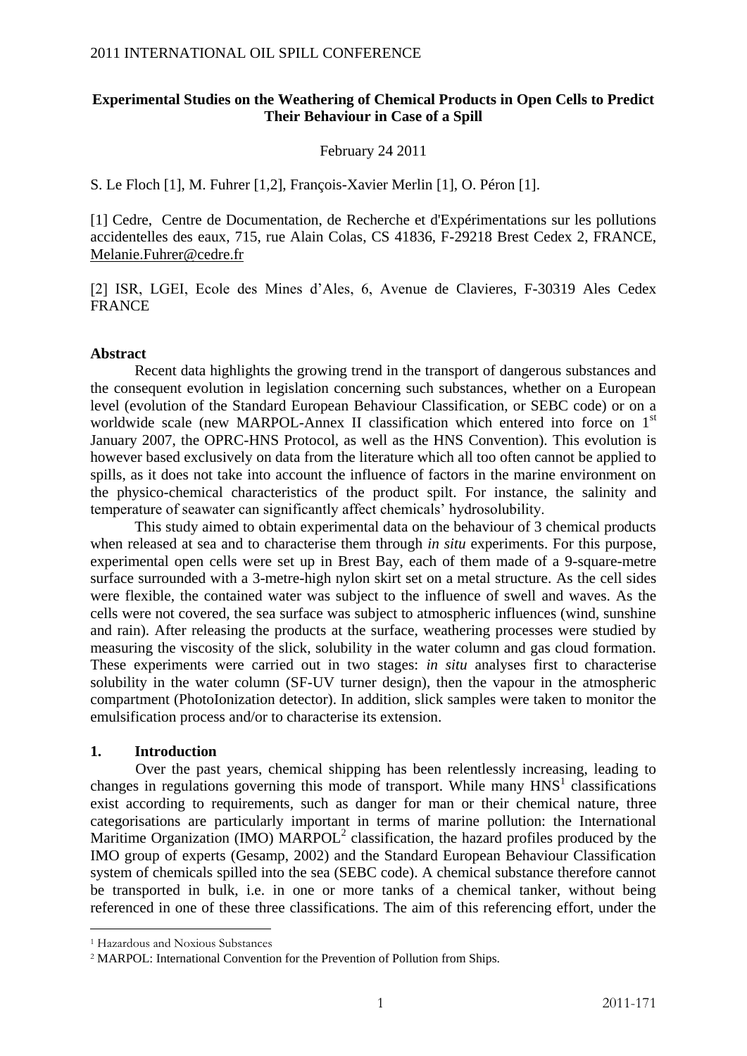# Experimental Studies on the Weathering of Chemical Products in Open Cells to Predict Their Behaviour in Case of a Spill

February 24 2011

S. Le Floch [1], M. Fuhrer [1,2], François-Xavier Merlin [1], O. Péron [1].

[1] Cedre, Centre de Documentation, de Recherche et d'Expérimentations sur les pollutions accidentelles des eaux, 715, rue Alain Colas, CS 41836, F-29218 Brest Cedex 2, FRANCE, Melanie.Fuhrer@cedre.fr

[2] ISR, LGEI, Ecole des Mines d'Ales, 6, Avenue de Clavieres, F-30319 Ales Cedex FRANCE

## Abstract

Recent data highlights the growing trend in the transport of dangerous substances and the consequent evolution in legislation concerning such substances, whether on a European level (evolution of the Standard European Behaviour Classification, or SEBC code) or on a worldwide scale (new MARPOL-Annex II classification which entered into force on 1st January 2007, the OPRC-HNS Protocol, as well as the HNS Convention). This evolution is however based exclusively on data from the literature which all too often cannot be applied to spills, as it does not take into account the influence of factors in the marine environment on the physico-chemical characteristics of the product spilt. For instance, the salinity and temperature of seawater can significantly affect chemicals' hydrosolubility.

This study aimed to obtain experimental data on the behaviour of 3 chemical products when released at sea and to characterise them through *in situ* experiments. For this purpose, experimental open cells were set up in Brest Bay, each of them made of a 9-square-metre surface surrounded with a 3-metre-high nylon skirt set on a metal structure. As the cell sides were flexible, the contained water was subject to the influence of swell and waves. As the cells were not covered, the sea surface was subject to atmospheric influences (wind, sunshine and rain). After releasing the products at the surface, weathering processes were studied by measuring the viscosity of the slick, solubility in the water column and gas cloud formation. These experiments were carried out in two stages: *in situ* analyses first to characterise solubility in the water column (SF-UV turner design), then the vapour in the atmospheric compartment (PhotoIonization detector). In addition, slick samples were taken to monitor the emulsification process and/or to characterise its extension.

## 1. Introduction

Over the past years, chemical shipping has been relentlessly increasing, leading to changes in regulations governing this mode of transport. While many HNS[1] classifications exist according to requirements, such as danger for man or their chemical nature, three categorisations are particularly important in terms of marine pollution: the International Maritime Organization (IMO) MARPOL[2] classification, the hazard profiles produced by the IMO group of experts (Gesamp, 2002) and the Standard European Behaviour Classification system of chemicals spilled into the sea (SEBC code). A chemical substance therefore cannot be transported in bulk, i.e. in one or more tanks of a chemical tanker, without being referenced in one of these three classifications. The aim of this referencing effort, under the

[1] Hazardous and Noxious Substances

[2] MARPOL: International Convention for the Prevention of Pollution from Ships.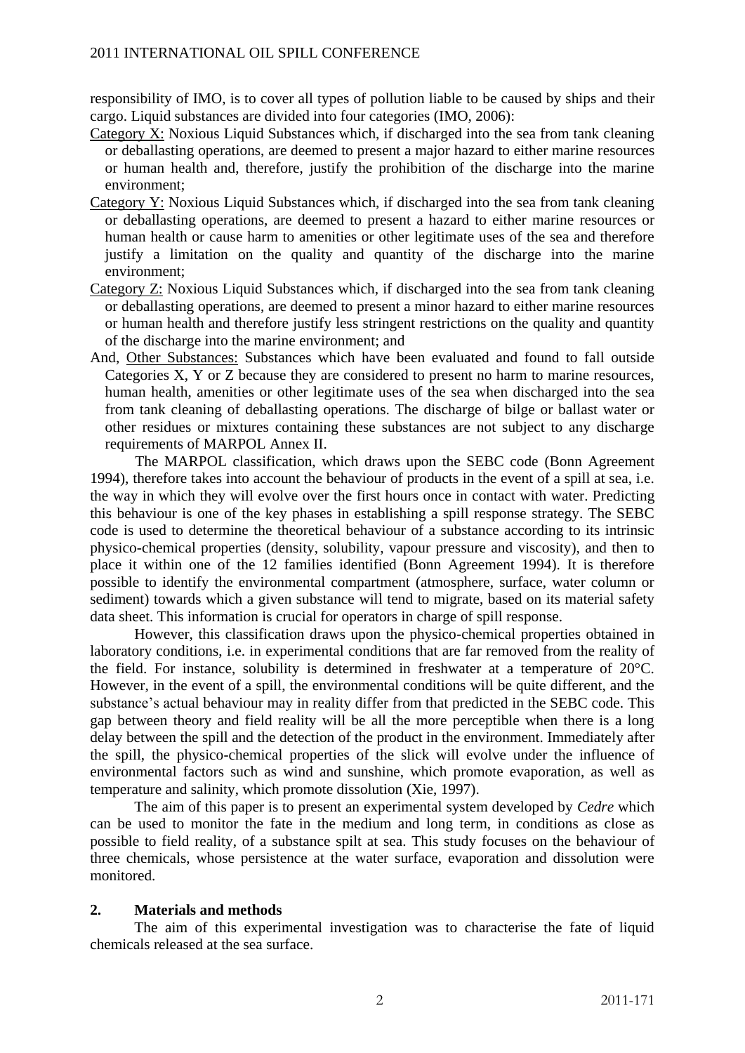responsibility of IMO, is to cover all types of pollution liable to be caused by ships and their cargo. Liquid substances are divided into four categories (IMO, 2006):

Category X: Noxious Liquid Substances which, if discharged into the sea from tank cleaning or deballasting operations, are deemed to present a major hazard to either marine resources or human health and, therefore, justify the prohibition of the discharge into the marine environment;

Category Y: Noxious Liquid Substances which, if discharged into the sea from tank cleaning or deballasting operations, are deemed to present a hazard to either marine resources or human health or cause harm to amenities or other legitimate uses of the sea and therefore justify a limitation on the quality and quantity of the discharge into the marine environment;

Category Z: Noxious Liquid Substances which, if discharged into the sea from tank cleaning or deballasting operations, are deemed to present a minor hazard to either marine resources or human health and therefore justify less stringent restrictions on the quality and quantity of the discharge into the marine environment; and

And, Other Substances: Substances which have been evaluated and found to fall outside Categories X, Y or Z because they are considered to present no harm to marine resources, human health, amenities or other legitimate uses of the sea when discharged into the sea from tank cleaning of deballasting operations. The discharge of bilge or ballast water or other residues or mixtures containing these substances are not subject to any discharge requirements of MARPOL Annex II.

The MARPOL classification, which draws upon the SEBC code (Bonn Agreement 1994), therefore takes into account the behaviour of products in the event of a spill at sea, i.e. the way in which they will evolve over the first hours once in contact with water. Predicting this behaviour is one of the key phases in establishing a spill response strategy. The SEBC code is used to determine the theoretical behaviour of a substance according to its intrinsic physico-chemical properties (density, solubility, vapour pressure and viscosity), and then to place it within one of the 12 families identified (Bonn Agreement 1994). It is therefore possible to identify the environmental compartment (atmosphere, surface, water column or sediment) towards which a given substance will tend to migrate, based on its material safety data sheet. This information is crucial for operators in charge of spill response.

However, this classification draws upon the physico-chemical properties obtained in laboratory conditions, i.e. in experimental conditions that are far removed from the reality of the field. For instance, solubility is determined in freshwater at a temperature of 20°C. However, in the event of a spill, the environmental conditions will be quite different, and the substance's actual behaviour may in reality differ from that predicted in the SEBC code. This gap between theory and field reality will be all the more perceptible when there is a long delay between the spill and the detection of the product in the environment. Immediately after the spill, the physico-chemical properties of the slick will evolve under the influence of environmental factors such as wind and sunshine, which promote evaporation, as well as temperature and salinity, which promote dissolution (Xie, 1997).

The aim of this paper is to present an experimental system developed by *Cedre* which can be used to monitor the fate in the medium and long term, in conditions as close as possible to field reality, of a substance spilt at sea. This study focuses on the behaviour of three chemicals, whose persistence at the water surface, evaporation and dissolution were monitored.

## 2. Materials and methods

The aim of this experimental investigation was to characterise the fate of liquid chemicals released at the sea surface.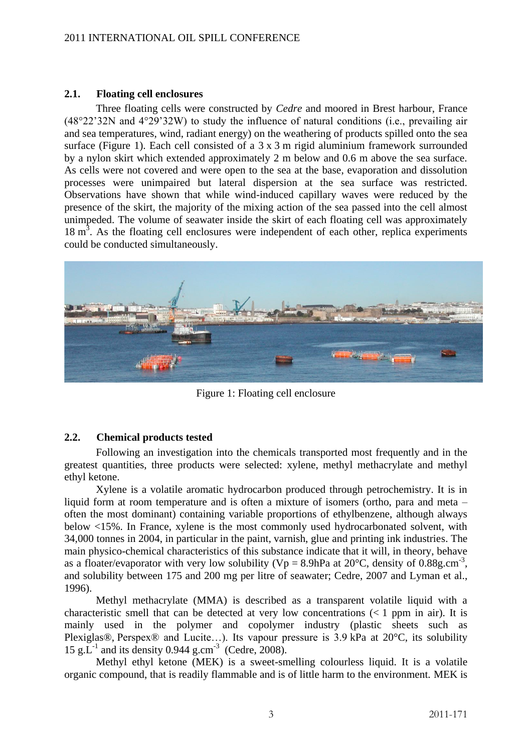## 2.1. Floating cell enclosures

Three floating cells were constructed by *Cedre* and moored in Brest harbour, France (48°22'32N and 4°29'32W) to study the influence of natural conditions (i.e., prevailing air and sea temperatures, wind, radiant energy) on the weathering of products spilled onto the sea surface (Figure 1). Each cell consisted of a 3 x 3 m rigid aluminium framework surrounded by a nylon skirt which extended approximately 2 m below and 0.6 m above the sea surface. As cells were not covered and were open to the sea at the base, evaporation and dissolution processes were unimpaired but lateral dispersion at the sea surface was restricted. Observations have shown that while wind-induced capillary waves were reduced by the presence of the skirt, the majority of the mixing action of the sea passed into the cell almost unimpeded. The volume of seawater inside the skirt of each floating cell was approximately 18 $m^3$. As the floating cell enclosures were independent of each other, replica experiments could be conducted simultaneously.

Figure 1: Floating cell enclosure

## 2.2. Chemical products tested

Following an investigation into the chemicals transported most frequently and in the greatest quantities, three products were selected: xylene, methyl methacrylate and methyl ethyl ketone.

Xylene is a volatile aromatic hydrocarbon produced through petrochemistry. It is in liquid form at room temperature and is often a mixture of isomers (ortho, para and meta – often the most dominant) containing variable proportions of ethylbenzene, although always below <15%. In France, xylene is the most commonly used hydrocarbonated solvent, with 34,000 tonnes in 2004, in particular in the paint, varnish, glue and printing ink industries. The main physico-chemical characteristics of this substance indicate that it will, in theory, behave as a floater/evaporator with very low solubility ($Vp = 8.9$hPa at 20°C, density of 0.88g.$cm^{-3}$, and solubility between 175 and 200 mg per litre of seawater; Cedre, 2007 and Lyman et al., 1996).

Methyl methacrylate (MMA) is described as a transparent volatile liquid with a characteristic smell that can be detected at very low concentrations (< 1 ppm in air). It is mainly used in the polymer and copolymer industry (plastic sheets such as Plexiglas®, Perspex® and Lucite…). Its vapour pressure is 3.9 kPa at 20°C, its solubility 15 g.$L^{-1}$ and its density 0.944 g.$cm^{-3}$ (Cedre, 2008).

Methyl ethyl ketone (MEK) is a sweet-smelling colourless liquid. It is a volatile organic compound, that is readily flammable and is of little harm to the environment. MEK is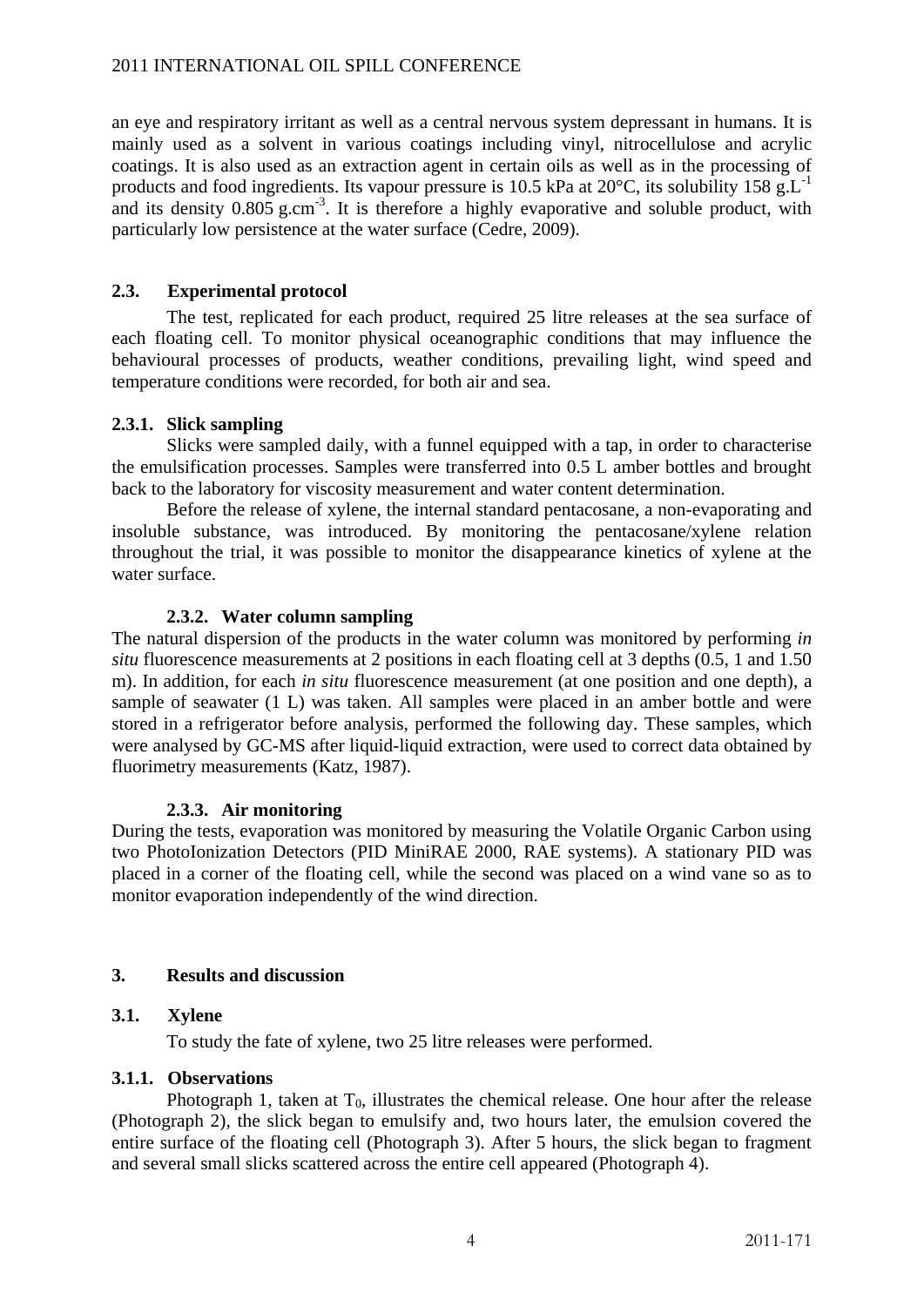an eye and respiratory irritant as well as a central nervous system depressant in humans. It is mainly used as a solvent in various coatings including vinyl, nitrocellulose and acrylic coatings. It is also used as an extraction agent in certain oils as well as in the processing of products and food ingredients. Its vapour pressure is 10.5 kPa at 20°C, its solubility 158 $g.L^{-1}$ and its density 0.805 $g.cm^{-3}$. It is therefore a highly evaporative and soluble product, with particularly low persistence at the water surface (Cedre, 2009).

## 2.3. Experimental protocol

The test, replicated for each product, required 25 litre releases at the sea surface of each floating cell. To monitor physical oceanographic conditions that may influence the behavioural processes of products, weather conditions, prevailing light, wind speed and temperature conditions were recorded, for both air and sea.

### 2.3.1. Slick sampling

Slicks were sampled daily, with a funnel equipped with a tap, in order to characterise the emulsification processes. Samples were transferred into 0.5 L amber bottles and brought back to the laboratory for viscosity measurement and water content determination.

Before the release of xylene, the internal standard pentacosane, a non-evaporating and insoluble substance, was introduced. By monitoring the pentacosane/xylene relation throughout the trial, it was possible to monitor the disappearance kinetics of xylene at the water surface.

### 2.3.2. Water column sampling

The natural dispersion of the products in the water column was monitored by performing *in situ* fluorescence measurements at 2 positions in each floating cell at 3 depths (0.5, 1 and 1.50 m). In addition, for each *in situ* fluorescence measurement (at one position and one depth), a sample of seawater (1 L) was taken. All samples were placed in an amber bottle and were stored in a refrigerator before analysis, performed the following day. These samples, which were analysed by GC-MS after liquid-liquid extraction, were used to correct data obtained by fluorimetry measurements (Katz, 1987).

### 2.3.3. Air monitoring

During the tests, evaporation was monitored by measuring the Volatile Organic Carbon using two PhotoIonization Detectors (PID MiniRAE 2000, RAE systems). A stationary PID was placed in a corner of the floating cell, while the second was placed on a wind vane so as to monitor evaporation independently of the wind direction.

# 3. Results and discussion

## 3.1. Xylene

To study the fate of xylene, two 25 litre releases were performed.

### 3.1.1. Observations

Photograph 1, taken at $T_0$, illustrates the chemical release. One hour after the release (Photograph 2), the slick began to emulsify and, two hours later, the emulsion covered the entire surface of the floating cell (Photograph 3). After 5 hours, the slick began to fragment and several small slicks scattered across the entire cell appeared (Photograph 4).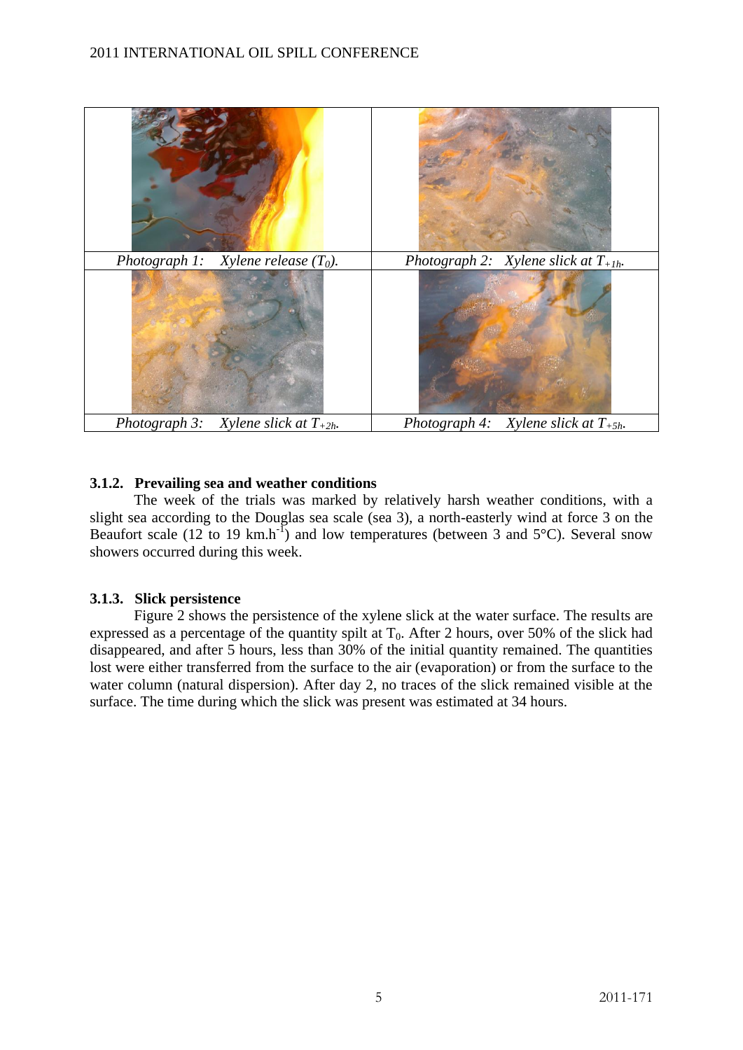| Photograph 1: *Xylene release ($T_0$).* | Photograph 2: *Xylene slick at $T_{+1h}$.* |
|---|---|
| Photograph 3: *Xylene slick at $T_{+2h}$.* | Photograph 4: *Xylene slick at $T_{+5h}$.* |

### 3.1.2. Prevailing sea and weather conditions

The week of the trials was marked by relatively harsh weather conditions, with a slight sea according to the Douglas sea scale (sea 3), a north-easterly wind at force 3 on the Beaufort scale (12 to 19 km.h$^{-1}$) and low temperatures (between 3 and 5°C). Several snow showers occurred during this week.

### 3.1.3. Slick persistence

Figure 2 shows the persistence of the xylene slick at the water surface. The results are expressed as a percentage of the quantity spilt at $T_0$. After 2 hours, over 50% of the slick had disappeared, and after 5 hours, less than 30% of the initial quantity remained. The quantities lost were either transferred from the surface to the air (evaporation) or from the surface to the water column (natural dispersion). After day 2, no traces of the slick remained visible at the surface. The time during which the slick was present was estimated at 34 hours.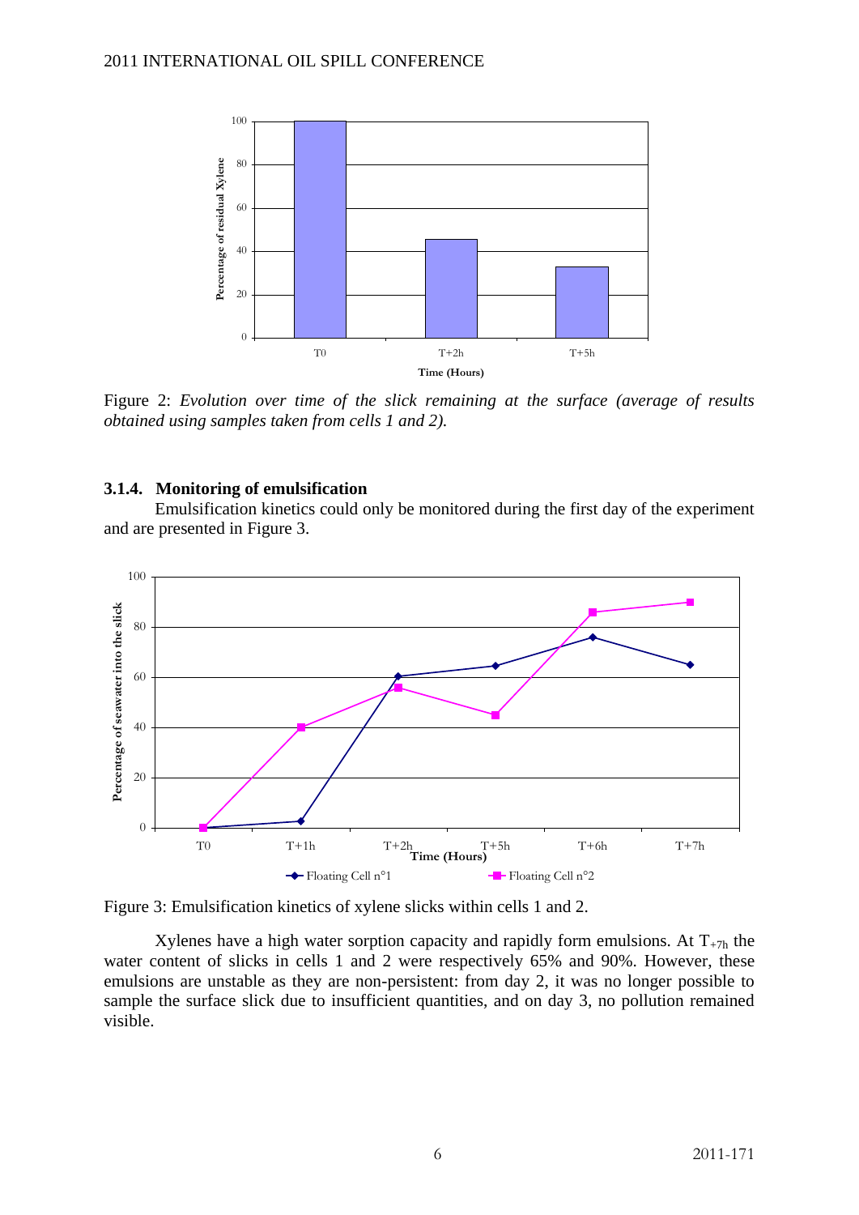Figure 2: *Evolution over time of the slick remaining at the surface (average of results obtained using samples taken from cells 1 and 2).*

### 3.1.4. Monitoring of emulsification

Emulsification kinetics could only be monitored during the first day of the experiment and are presented in Figure 3.

Figure 3: Emulsification kinetics of xylene slicks within cells 1 and 2.

Xylenes have a high water sorption capacity and rapidly form emulsions. At $T_{+7h}$ the water content of slicks in cells 1 and 2 were respectively 65% and 90%. However, these emulsions are unstable as they are non-persistent: from day 2, it was no longer possible to sample the surface slick due to insufficient quantities, and on day 3, no pollution remained visible.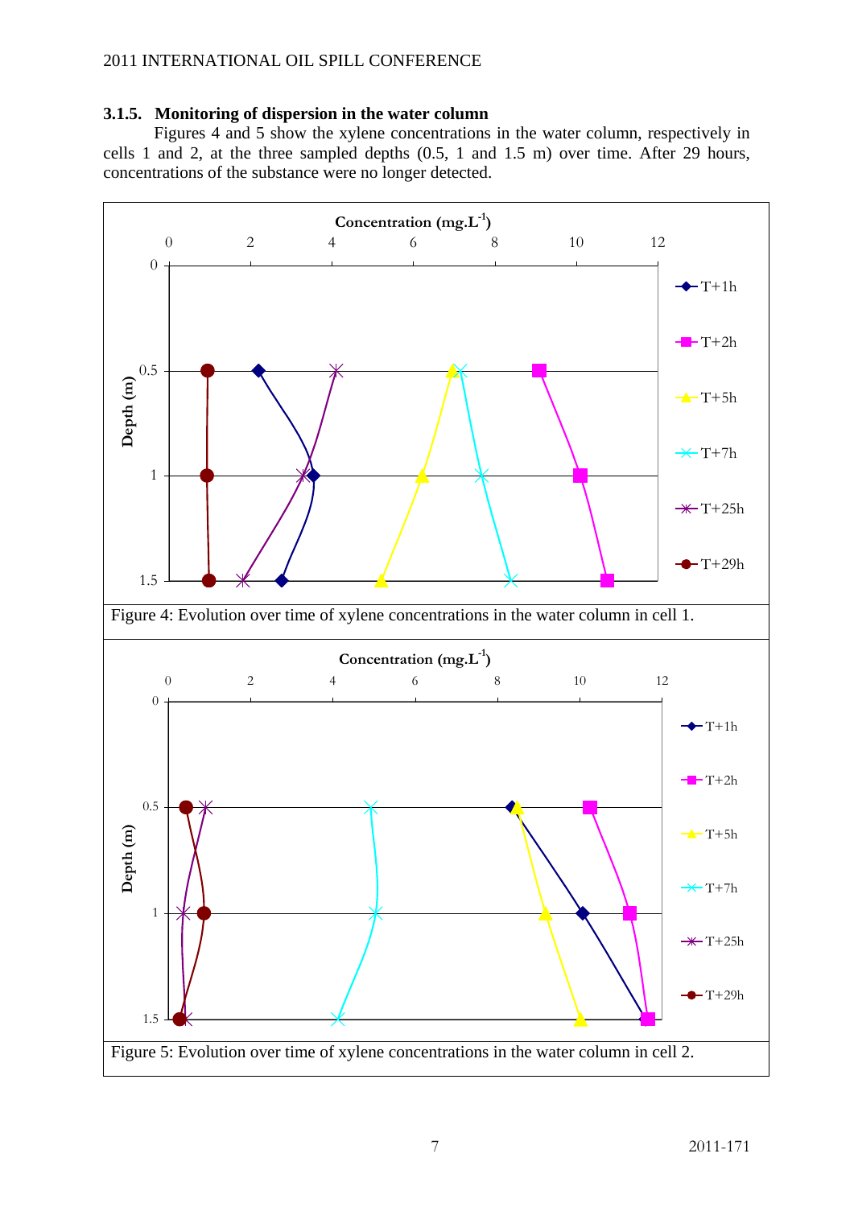### 3.1.5. Monitoring of dispersion in the water column

Figures 4 and 5 show the xylene concentrations in the water column, respectively in cells 1 and 2, at the three sampled depths (0.5, 1 and 1.5 m) over time. After 29 hours, concentrations of the substance were no longer detected.

Figure 4: Evolution over time of xylene concentrations in the water column in cell 1.

Figure 5: Evolution over time of xylene concentrations in the water column in cell 2.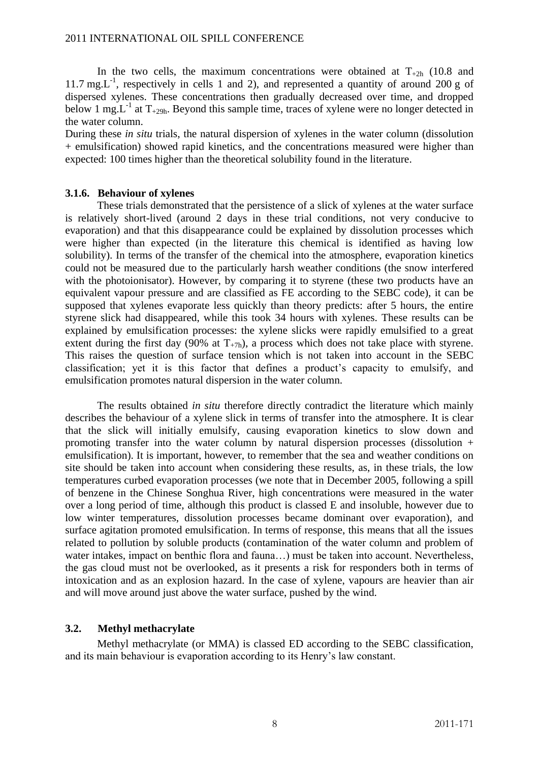In the two cells, the maximum concentrations were obtained at $T_{+2h}$ (10.8 and 11.7 $mg.L^{-1}$, respectively in cells 1 and 2), and represented a quantity of around 200 g of dispersed xylenes. These concentrations then gradually decreased over time, and dropped below 1 $mg.L^{-1}$ at $T_{+29h}$. Beyond this sample time, traces of xylene were no longer detected in the water column.

During these *in situ* trials, the natural dispersion of xylenes in the water column (dissolution + emulsification) showed rapid kinetics, and the concentrations measured were higher than expected: 100 times higher than the theoretical solubility found in the literature.

### 3.1.6. Behaviour of xylenes

These trials demonstrated that the persistence of a slick of xylenes at the water surface is relatively short-lived (around 2 days in these trial conditions, not very conducive to evaporation) and that this disappearance could be explained by dissolution processes which were higher than expected (in the literature this chemical is identified as having low solubility). In terms of the transfer of the chemical into the atmosphere, evaporation kinetics could not be measured due to the particularly harsh weather conditions (the snow interfered with the photoionisator). However, by comparing it to styrene (these two products have an equivalent vapour pressure and are classified as FE according to the SEBC code), it can be supposed that xylenes evaporate less quickly than theory predicts: after 5 hours, the entire styrene slick had disappeared, while this took 34 hours with xylenes. These results can be explained by emulsification processes: the xylene slicks were rapidly emulsified to a great extent during the first day (90% at $T_{+7h}$), a process which does not take place with styrene. This raises the question of surface tension which is not taken into account in the SEBC classification; yet it is this factor that defines a product's capacity to emulsify, and emulsification promotes natural dispersion in the water column.

The results obtained *in situ* therefore directly contradict the literature which mainly describes the behaviour of a xylene slick in terms of transfer into the atmosphere. It is clear that the slick will initially emulsify, causing evaporation kinetics to slow down and promoting transfer into the water column by natural dispersion processes (dissolution + emulsification). It is important, however, to remember that the sea and weather conditions on site should be taken into account when considering these results, as, in these trials, the low temperatures curbed evaporation processes (we note that in December 2005, following a spill of benzene in the Chinese Songhua River, high concentrations were measured in the water over a long period of time, although this product is classed E and insoluble, however due to low winter temperatures, dissolution processes became dominant over evaporation), and surface agitation promoted emulsification. In terms of response, this means that all the issues related to pollution by soluble products (contamination of the water column and problem of water intakes, impact on benthic flora and fauna…) must be taken into account. Nevertheless, the gas cloud must not be overlooked, as it presents a risk for responders both in terms of intoxication and as an explosion hazard. In the case of xylene, vapours are heavier than air and will move around just above the water surface, pushed by the wind.

## 3.2. Methyl methacrylate

Methyl methacrylate (or MMA) is classed ED according to the SEBC classification, and its main behaviour is evaporation according to its Henry's law constant.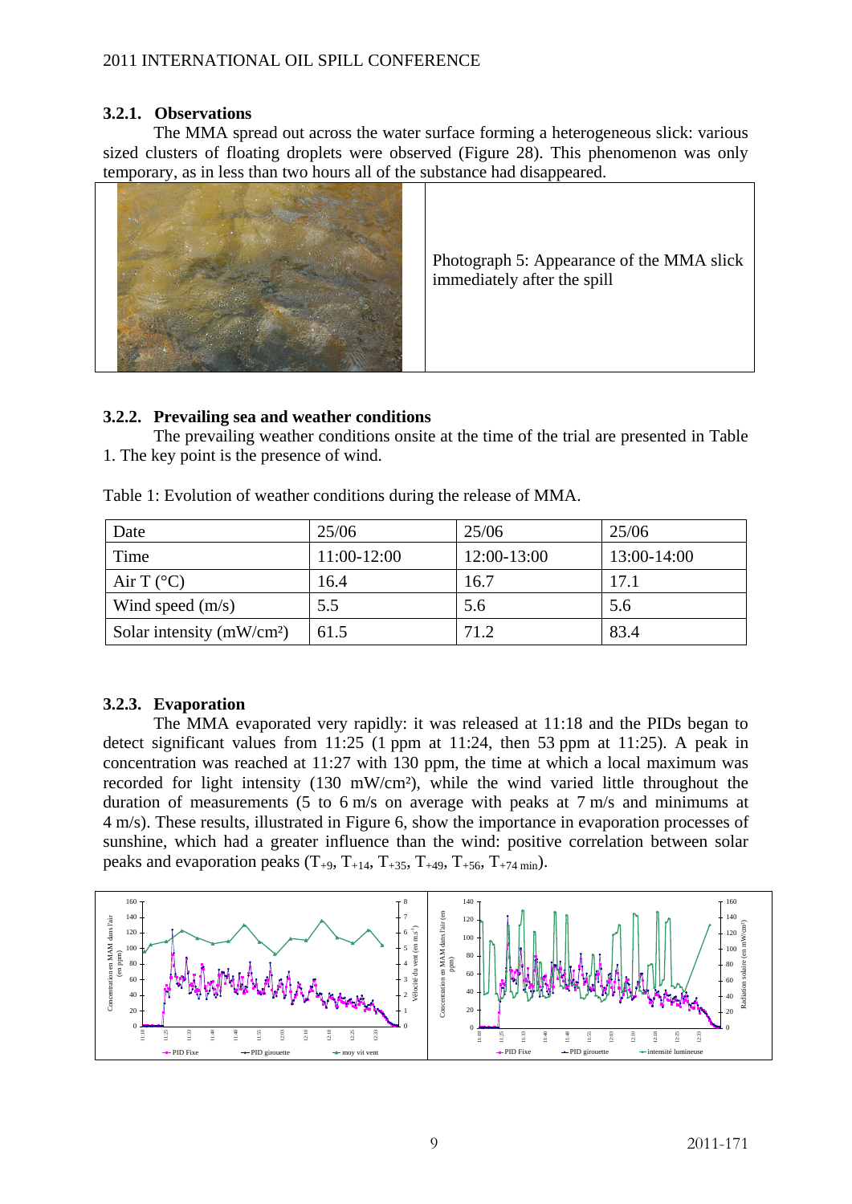### 3.2.1. Observations

The MMA spread out across the water surface forming a heterogeneous slick: various sized clusters of floating droplets were observed (Figure 28). This phenomenon was only temporary, as in less than two hours all of the substance had disappeared.

Photograph 5: Appearance of the MMA slick immediately after the spill

### 3.2.2. Prevailing sea and weather conditions

The prevailing weather conditions onsite at the time of the trial are presented in Table 1. The key point is the presence of wind.

Table 1: Evolution of weather conditions during the release of MMA.

| Date | 25/06 | 25/06 | 25/06 |
|---|---|---|---|
| Time | 11:00-12:00 | 12:00-13:00 | 13:00-14:00 |
| Air T (°C) | 16.4 | 16.7 | 17.1 |
| Wind speed (m/s) | 5.5 | 5.6 | 5.6 |
| Solar intensity (mW/cm²) | 61.5 | 71.2 | 83.4 |

### 3.2.3. Evaporation

The MMA evaporated very rapidly: it was released at 11:18 and the PIDs began to detect significant values from 11:25 (1 ppm at 11:24, then 53 ppm at 11:25). A peak in concentration was reached at 11:27 with 130 ppm, the time at which a local maximum was recorded for light intensity (130 mW/cm²), while the wind varied little throughout the duration of measurements (5 to 6 m/s on average with peaks at 7 m/s and minimums at 4 m/s). These results, illustrated in Figure 6, show the importance in evaporation processes of sunshine, which had a greater influence than the wind: positive correlation between solar peaks and evaporation peaks ($T_{+9}$, $T_{+14}$, $T_{+35}$, $T_{+49}$, $T_{+56}$, $T_{+74\ min}$).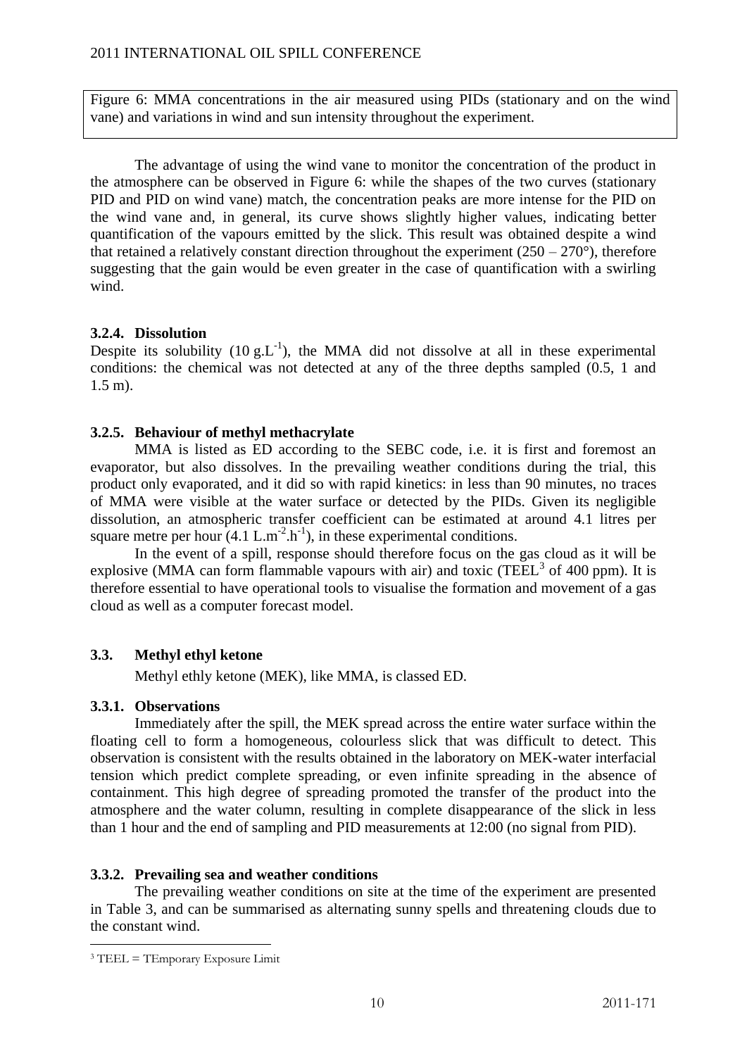Figure 6: MMA concentrations in the air measured using PIDs (stationary and on the wind vane) and variations in wind and sun intensity throughout the experiment.

The advantage of using the wind vane to monitor the concentration of the product in the atmosphere can be observed in Figure 6: while the shapes of the two curves (stationary PID and PID on wind vane) match, the concentration peaks are more intense for the PID on the wind vane and, in general, its curve shows slightly higher values, indicating better quantification of the vapours emitted by the slick. This result was obtained despite a wind that retained a relatively constant direction throughout the experiment (250 – 270°), therefore suggesting that the gain would be even greater in the case of quantification with a swirling wind.

### 3.2.4. Dissolution

Despite its solubility (10 $g.L^{-1}$), the MMA did not dissolve at all in these experimental conditions: the chemical was not detected at any of the three depths sampled (0.5, 1 and 1.5 m).

### 3.2.5. Behaviour of methyl methacrylate

MMA is listed as ED according to the SEBC code, i.e. it is first and foremost an evaporator, but also dissolves. In the prevailing weather conditions during the trial, this product only evaporated, and it did so with rapid kinetics: in less than 90 minutes, no traces of MMA were visible at the water surface or detected by the PIDs. Given its negligible dissolution, an atmospheric transfer coefficient can be estimated at around 4.1 litres per square metre per hour (4.1 $L.m^{-2}.h^{-1}$), in these experimental conditions.

In the event of a spill, response should therefore focus on the gas cloud as it will be explosive (MMA can form flammable vapours with air) and toxic (TEEL[3] of 400 ppm). It is therefore essential to have operational tools to visualise the formation and movement of a gas cloud as well as a computer forecast model.

## 3.3. Methyl ethyl ketone

Methyl ethly ketone (MEK), like MMA, is classed ED.

### 3.3.1. Observations

Immediately after the spill, the MEK spread across the entire water surface within the floating cell to form a homogeneous, colourless slick that was difficult to detect. This observation is consistent with the results obtained in the laboratory on MEK-water interfacial tension which predict complete spreading, or even infinite spreading in the absence of containment. This high degree of spreading promoted the transfer of the product into the atmosphere and the water column, resulting in complete disappearance of the slick in less than 1 hour and the end of sampling and PID measurements at 12:00 (no signal from PID).

### 3.3.2. Prevailing sea and weather conditions

The prevailing weather conditions on site at the time of the experiment are presented in Table 3, and can be summarised as alternating sunny spells and threatening clouds due to the constant wind.

---

[3] TEEL = TEmporary Exposure Limit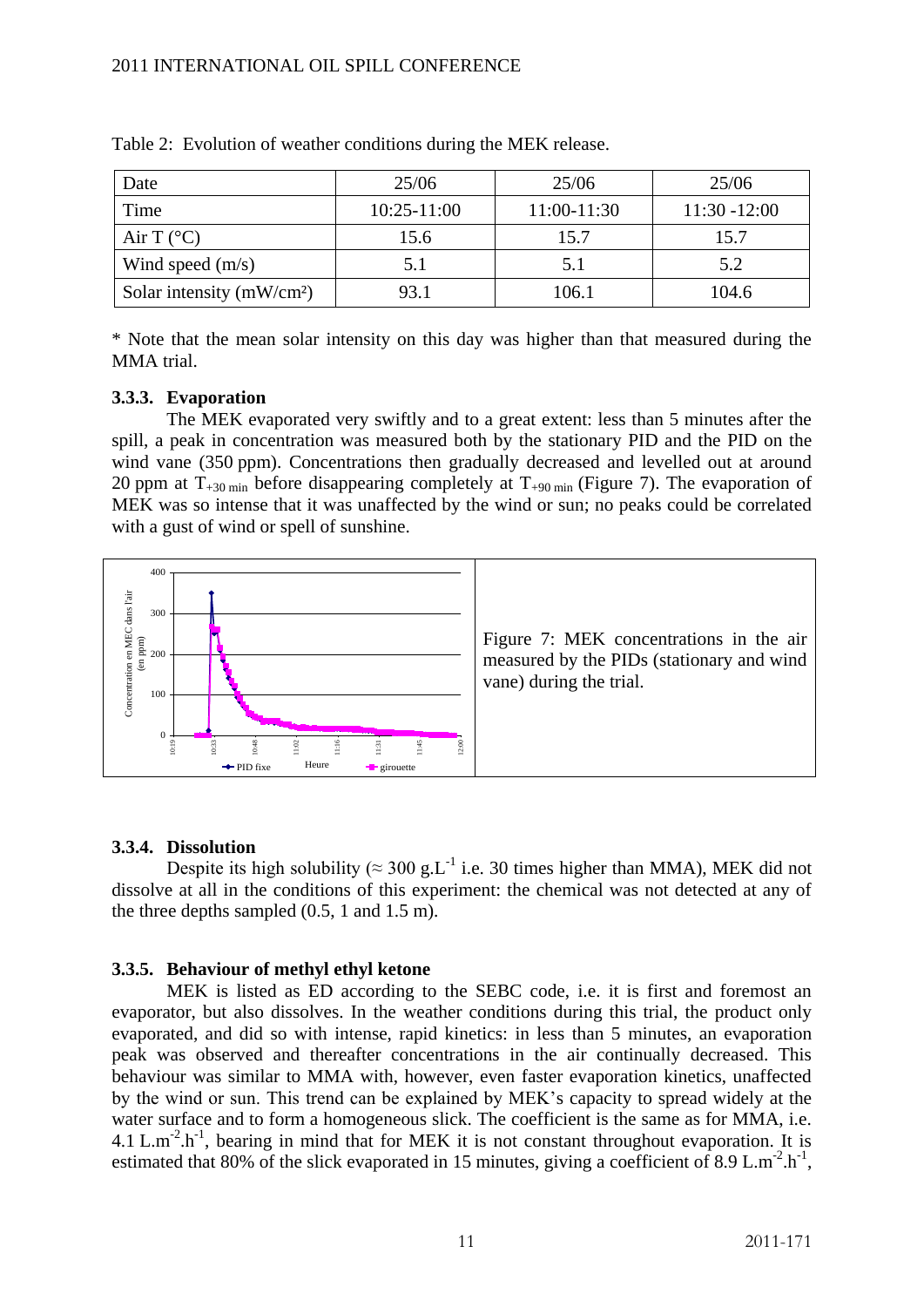Table 2: Evolution of weather conditions during the MEK release.

| Date | 25/06 | 25/06 | 25/06 |
|---|---|---|---|
| Time | 10:25-11:00 | 11:00-11:30 | 11:30 -12:00 |
| Air T (°C) | 15.6 | 15.7 | 15.7 |
| Wind speed (m/s) | 5.1 | 5.1 | 5.2 |
| Solar intensity (mW/cm²) | 93.1 | 106.1 | 104.6 |

* Note that the mean solar intensity on this day was higher than that measured during the MMA trial.

### 3.3.3. Evaporation

The MEK evaporated very swiftly and to a great extent: less than 5 minutes after the spill, a peak in concentration was measured both by the stationary PID and the PID on the wind vane (350 ppm). Concentrations then gradually decreased and levelled out at around 20 ppm at $T_{+30\ min}$ before disappearing completely at $T_{+90\ min}$ (Figure 7). The evaporation of MEK was so intense that it was unaffected by the wind or sun; no peaks could be correlated with a gust of wind or spell of sunshine.

Figure 7: MEK concentrations in the air measured by the PIDs (stationary and wind vane) during the trial.

### 3.3.4. Dissolution

Despite its high solubility (≈ 300 $g.L^{-1}$ i.e. 30 times higher than MMA), MEK did not dissolve at all in the conditions of this experiment: the chemical was not detected at any of the three depths sampled (0.5, 1 and 1.5 m).

### 3.3.5. Behaviour of methyl ethyl ketone

MEK is listed as ED according to the SEBC code, i.e. it is first and foremost an evaporator, but also dissolves. In the weather conditions during this trial, the product only evaporated, and did so with intense, rapid kinetics: in less than 5 minutes, an evaporation peak was observed and thereafter concentrations in the air continually decreased. This behaviour was similar to MMA with, however, even faster evaporation kinetics, unaffected by the wind or sun. This trend can be explained by MEK's capacity to spread widely at the water surface and to form a homogeneous slick. The coefficient is the same as for MMA, i.e. 4.1 $L.m^{-2}.h^{-1}$, bearing in mind that for MEK it is not constant throughout evaporation. It is estimated that 80% of the slick evaporated in 15 minutes, giving a coefficient of 8.9 $L.m^{-2}.h^{-1}$,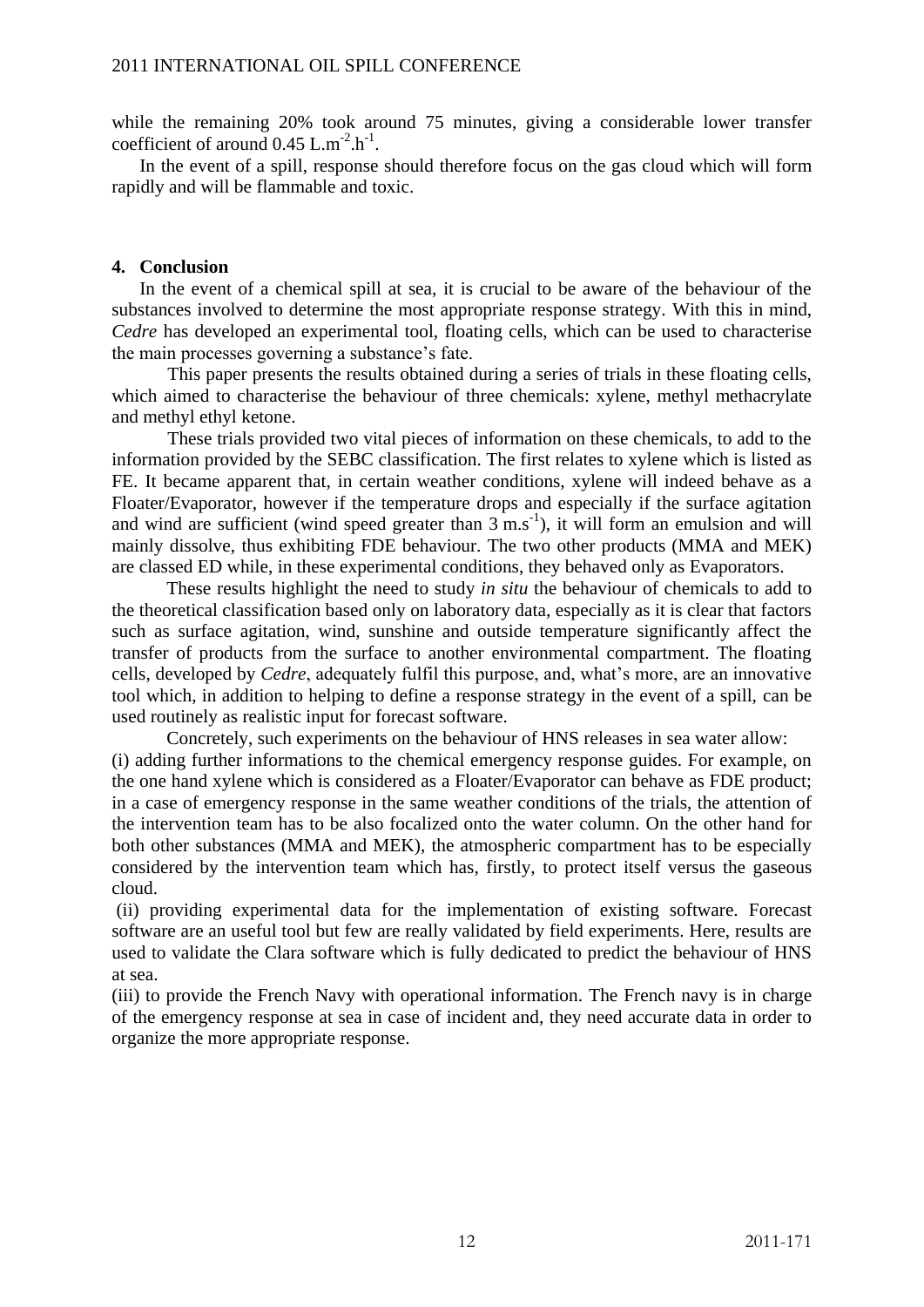while the remaining 20% took around 75 minutes, giving a considerable lower transfer coefficient of around 0.45 $L.m^{-2}.h^{-1}$.

In the event of a spill, response should therefore focus on the gas cloud which will form rapidly and will be flammable and toxic.

## 4. Conclusion

In the event of a chemical spill at sea, it is crucial to be aware of the behaviour of the substances involved to determine the most appropriate response strategy. With this in mind, *Cedre* has developed an experimental tool, floating cells, which can be used to characterise the main processes governing a substance's fate.

This paper presents the results obtained during a series of trials in these floating cells, which aimed to characterise the behaviour of three chemicals: xylene, methyl methacrylate and methyl ethyl ketone.

These trials provided two vital pieces of information on these chemicals, to add to the information provided by the SEBC classification. The first relates to xylene which is listed as FE. It became apparent that, in certain weather conditions, xylene will indeed behave as a Floater/Evaporator, however if the temperature drops and especially if the surface agitation and wind are sufficient (wind speed greater than 3 $m.s^{-1}$), it will form an emulsion and will mainly dissolve, thus exhibiting FDE behaviour. The two other products (MMA and MEK) are classed ED while, in these experimental conditions, they behaved only as Evaporators.

These results highlight the need to study *in situ* the behaviour of chemicals to add to the theoretical classification based only on laboratory data, especially as it is clear that factors such as surface agitation, wind, sunshine and outside temperature significantly affect the transfer of products from the surface to another environmental compartment. The floating cells, developed by *Cedre*, adequately fulfil this purpose, and, what's more, are an innovative tool which, in addition to helping to define a response strategy in the event of a spill, can be used routinely as realistic input for forecast software.

Concretely, such experiments on the behaviour of HNS releases in sea water allow:

(i) adding further informations to the chemical emergency response guides. For example, on the one hand xylene which is considered as a Floater/Evaporator can behave as FDE product; in a case of emergency response in the same weather conditions of the trials, the attention of the intervention team has to be also focalized onto the water column. On the other hand for both other substances (MMA and MEK), the atmospheric compartment has to be especially considered by the intervention team which has, firstly, to protect itself versus the gaseous cloud.

(ii) providing experimental data for the implementation of existing software. Forecast software are an useful tool but few are really validated by field experiments. Here, results are used to validate the Clara software which is fully dedicated to predict the behaviour of HNS at sea.

(iii) to provide the French Navy with operational information. The French navy is in charge of the emergency response at sea in case of incident and, they need accurate data in order to organize the more appropriate response.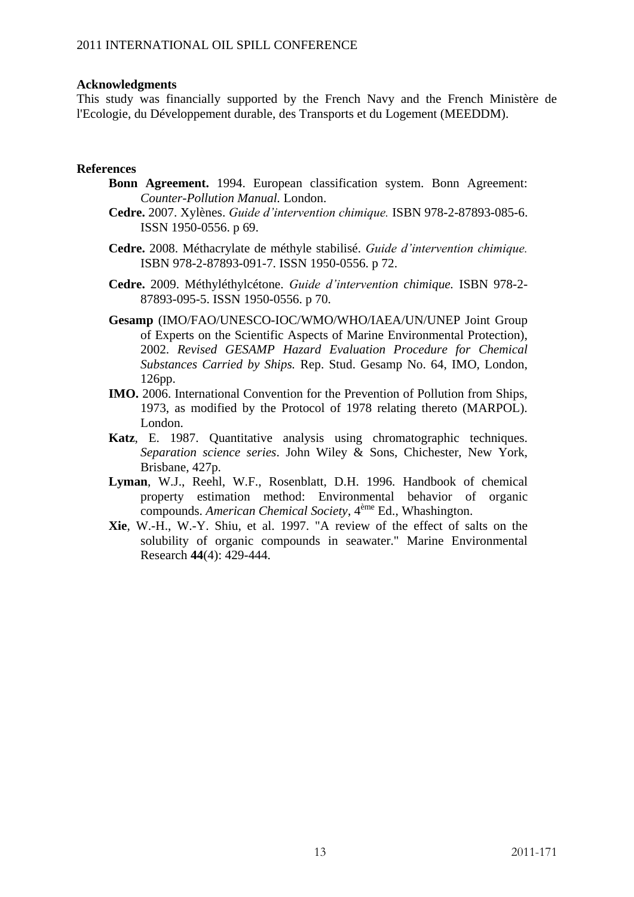## Acknowledgments

This study was financially supported by the French Navy and the French Ministère de l'Ecologie, du Développement durable, des Transports et du Logement (MEEDDM).

## References

**Bonn Agreement.** 1994. European classification system. Bonn Agreement: *Counter-Pollution Manual.* London.

**Cedre.** 2007. Xylènes. *Guide d'intervention chimique.* ISBN 978-2-87893-085-6. ISSN 1950-0556. p 69.

**Cedre.** 2008. Méthacrylate de méthyle stabilisé. *Guide d'intervention chimique.* ISBN 978-2-87893-091-7. ISSN 1950-0556. p 72.

**Cedre.** 2009. Méthyléthylcétone. *Guide d'intervention chimique.* ISBN 978-2-87893-095-5. ISSN 1950-0556. p 70.

**Gesamp** (IMO/FAO/UNESCO-IOC/WMO/WHO/IAEA/UN/UNEP Joint Group of Experts on the Scientific Aspects of Marine Environmental Protection), 2002. *Revised GESAMP Hazard Evaluation Procedure for Chemical Substances Carried by Ships.* Rep. Stud. Gesamp No. 64, IMO, London, 126pp.

**IMO.** 2006. International Convention for the Prevention of Pollution from Ships, 1973, as modified by the Protocol of 1978 relating thereto (MARPOL). London.

**Katz**, E. 1987. Quantitative analysis using chromatographic techniques. *Separation science series*. John Wiley & Sons, Chichester, New York, Brisbane, 427p.

**Lyman**, W.J., Reehl, W.F., Rosenblatt, D.H. 1996. Handbook of chemical property estimation method: Environmental behavior of organic compounds. *American Chemical Society*, 4ème Ed., Whashington.

**Xie**, W.-H., W.-Y. Shiu, et al. 1997. "A review of the effect of salts on the solubility of organic compounds in seawater." Marine Environmental Research **44**(4): 429-444.